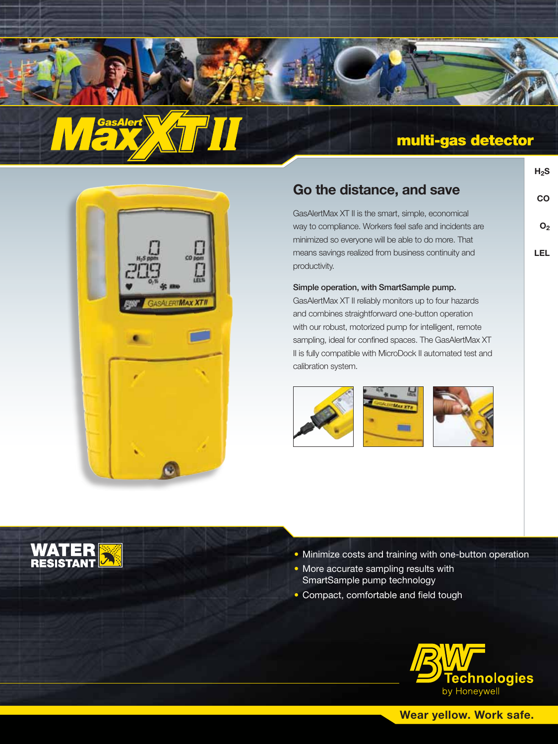# GasAlert Max XT II

## multi-gas detector

$H_2S$

CO

$O_2$

LEL

## Go the distance, and save

GasAlertMax XT II is the smart, simple, economical way to compliance. Workers feel safe and incidents are minimized so everyone will be able to do more. That means savings realized from business continuity and productivity.

**Simple operation, with SmartSample pump.**

GasAlertMax XT II reliably monitors up to four hazards and combines straightforward one-button operation with our robust, motorized pump for intelligent, remote sampling, ideal for confined spaces. The GasAlertMax XT II is fully compatible with MicroDock II automated test and calibration system.

**WATER RESISTANT**

- Minimize costs and training with one-button operation
- More accurate sampling results with SmartSample pump technology
- Compact, comfortable and field tough

BW Technologies by Honeywell

**Wear yellow. Work safe.**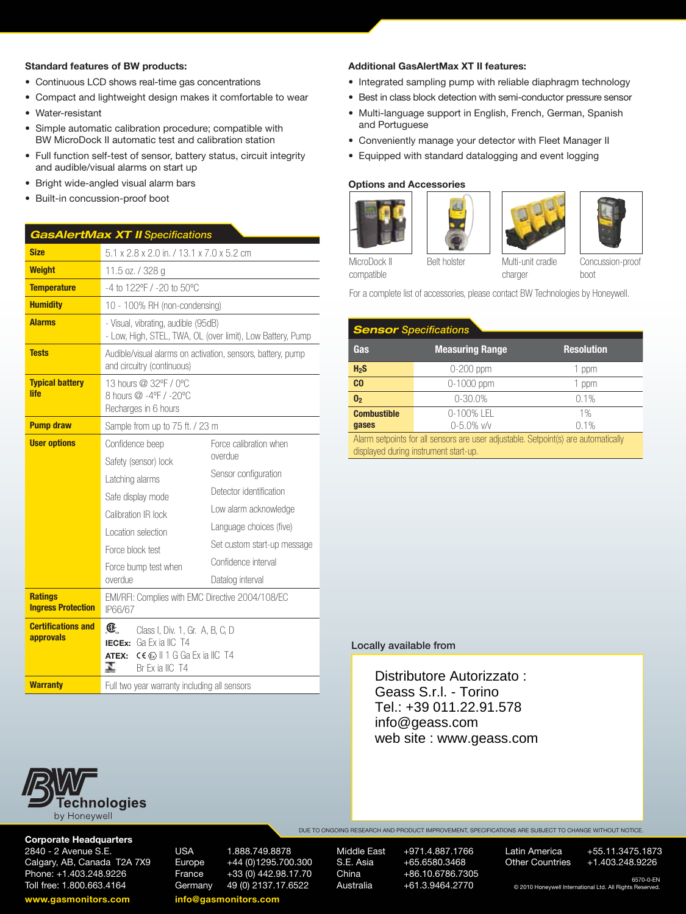### Standard features of BW products:

- Continuous LCD shows real-time gas concentrations
- Compact and lightweight design makes it comfortable to wear
- Water-resistant
- Simple automatic calibration procedure; compatible with BW MicroDock II automatic test and calibration station
- Full function self-test of sensor, battery status, circuit integrity and audible/visual alarms on start up
- Bright wide-angled visual alarm bars
- Built-in concussion-proof boot

### Additional GasAlertMax XT II features:

- Integrated sampling pump with reliable diaphragm technology
- Best in class block detection with semi-conductor pressure sensor
- Multi-language support in English, French, German, Spanish and Portuguese
- Conveniently manage your detector with Fleet Manager II
- Equipped with standard datalogging and event logging

### Options and Accessories

MicroDock II compatible

Belt holster

Multi-unit cradle charger

Concussion-proof boot

For a complete list of accessories, please contact BW Technologies by Honeywell.

### *GasAlertMax XT II* Specifications

| | | |
|---|---|---|
| **Size** | 5.1 x 2.8 x 2.0 in. / 13.1 x 7.0 x 5.2 cm | |
| **Weight** | 11.5 oz. / 328 g | |
| **Temperature** | -4 to 122ºF / -20 to 50ºC | |
| **Humidity** | 10 - 100% RH (non-condensing) | |
| **Alarms** | - Visual, vibrating, audible (95dB)<br>- Low, High, STEL, TWA, OL (over limit), Low Battery, Pump | |
| **Tests** | Audible/visual alarms on activation, sensors, battery, pump and circuitry (continuous) | |
| **Typical battery life** | 13 hours @ 32ºF / 0ºC<br>8 hours @ -4ºF / -20ºC<br>Recharges in 6 hours | |
| **Pump draw** | Sample from up to 75 ft. / 23 m | |
| **User options** | Confidence beep | Force calibration when overdue |
| | Safety (sensor) lock | Sensor configuration |
| | Latching alarms | Detector identification |
| | Safe display mode | Low alarm acknowledge |
| | Calibration IR lock | Language choices (five) |
| | Location selection | Set custom start-up message |
| | Force block test | Confidence interval |
| | Force bump test when overdue | Datalog interval |
| **Ratings Ingress Protection** | EMI/RFI: Complies with EMC Directive 2004/108/EC<br>IP66/67 | |
| **Certifications and approvals** | CSA: Class I, Div. 1, Gr. A, B, C, D<br>**IECEx:** Ga Ex ia IIC T4<br>**ATEX:** CE Ex II 1 G Ga Ex ia IIC T4<br>Br Ex ia IIC T4 | |
| **Warranty** | Full two year warranty including all sensors | |

### *Sensor* Specifications

| Gas | Measuring Range | Resolution |
|---|---|---|
| $H_2S$ | 0-200 ppm | 1 ppm |
| CO | 0-1000 ppm | 1 ppm |
| $O_2$ | 0-30.0% | 0.1% |
| Combustible gases | 0-100% LEL<br>0-5.0% v/v | 1%<br>0.1% |

Alarm setpoints for all sensors are user adjustable. Setpoint(s) are automatically displayed during instrument start-up.

Locally available from

Distributore Autorizzato :
Geass S.r.l. - Torino
Tel.: +39 011.22.91.578
info@geass.com
web site : www.geass.com

BW Technologies by Honeywell

DUE TO ONGOING RESEARCH AND PRODUCT IMPROVEMENT, SPECIFICATIONS ARE SUBJECT TO CHANGE WITHOUT NOTICE.

**Corporate Headquarters**
2840 - 2 Avenue S.E.
Calgary, AB, Canada T2A 7X9
Phone: +1.403.248.9226
Toll free: 1.800.663.4164
**www.gasmonitors.com**

| | | | |
|---|---|---|---|
| USA | 1.888.749.8878 | Middle East | +971.4.887.1766 |
| Europe | +44 (0)1295.700.300 | S.E. Asia | +65.6580.3468 |
| France | +33 (0) 442.98.17.70 | China | +86.10.6786.7305 |
| Germany | 49 (0) 2137.17.6522 | Australia | +61.3.9464.2770 |
| Latin America | +55.11.3475.1873 | Other Countries | +1.403.248.9226 |

**info@gasmonitors.com**

6570-0-EN
© 2010 Honeywell International Ltd. All Rights Reserved.